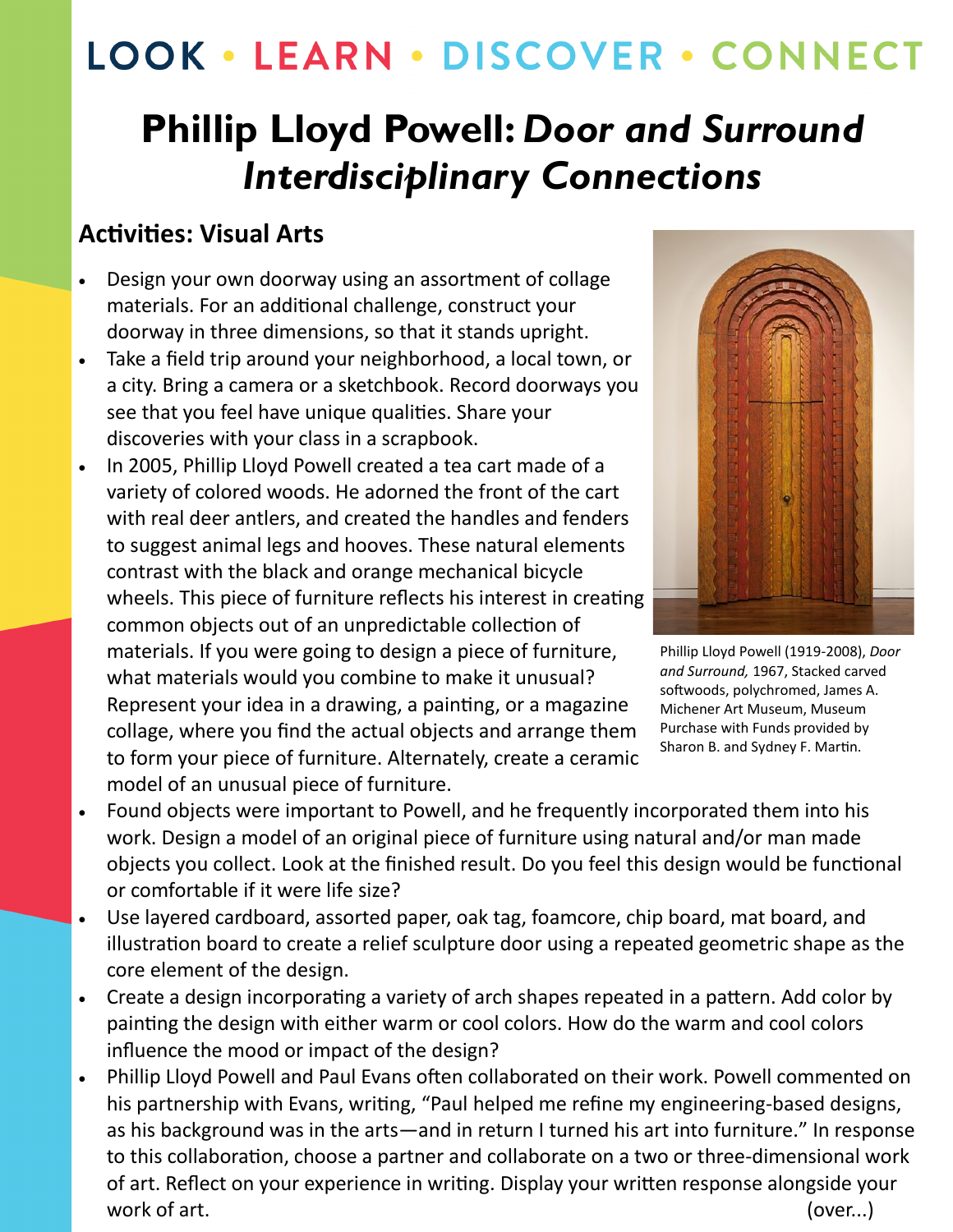LOOK • LEARN • DISCOVER • CONNECT

# Phillip Lloyd Powell: *Door and Surround* *Interdisciplinary Connections*

## Activities: Visual Arts

Phillip Lloyd Powell (1919-2008), *Door and Surround,* 1967, Stacked carved softwoods, polychromed, James A. Michener Art Museum, Museum Purchase with Funds provided by Sharon B. and Sydney F. Martin.

- Design your own doorway using an assortment of collage materials. For an additional challenge, construct your doorway in three dimensions, so that it stands upright.
- Take a field trip around your neighborhood, a local town, or a city. Bring a camera or a sketchbook. Record doorways you see that you feel have unique qualities. Share your discoveries with your class in a scrapbook.
- In 2005, Phillip Lloyd Powell created a tea cart made of a variety of colored woods. He adorned the front of the cart with real deer antlers, and created the handles and fenders to suggest animal legs and hooves. These natural elements contrast with the black and orange mechanical bicycle wheels. This piece of furniture reflects his interest in creating common objects out of an unpredictable collection of materials. If you were going to design a piece of furniture, what materials would you combine to make it unusual? Represent your idea in a drawing, a painting, or a magazine collage, where you find the actual objects and arrange them to form your piece of furniture. Alternately, create a ceramic model of an unusual piece of furniture.
- Found objects were important to Powell, and he frequently incorporated them into his work. Design a model of an original piece of furniture using natural and/or man made objects you collect. Look at the finished result. Do you feel this design would be functional or comfortable if it were life size?
- Use layered cardboard, assorted paper, oak tag, foamcore, chip board, mat board, and illustration board to create a relief sculpture door using a repeated geometric shape as the core element of the design.
- Create a design incorporating a variety of arch shapes repeated in a pattern. Add color by painting the design with either warm or cool colors. How do the warm and cool colors influence the mood or impact of the design?
- Phillip Lloyd Powell and Paul Evans often collaborated on their work. Powell commented on his partnership with Evans, writing, "Paul helped me refine my engineering-based designs, as his background was in the arts—and in return I turned his art into furniture." In response to this collaboration, choose a partner and collaborate on a two or three-dimensional work of art. Reflect on your experience in writing. Display your written response alongside your work of art.

(over...)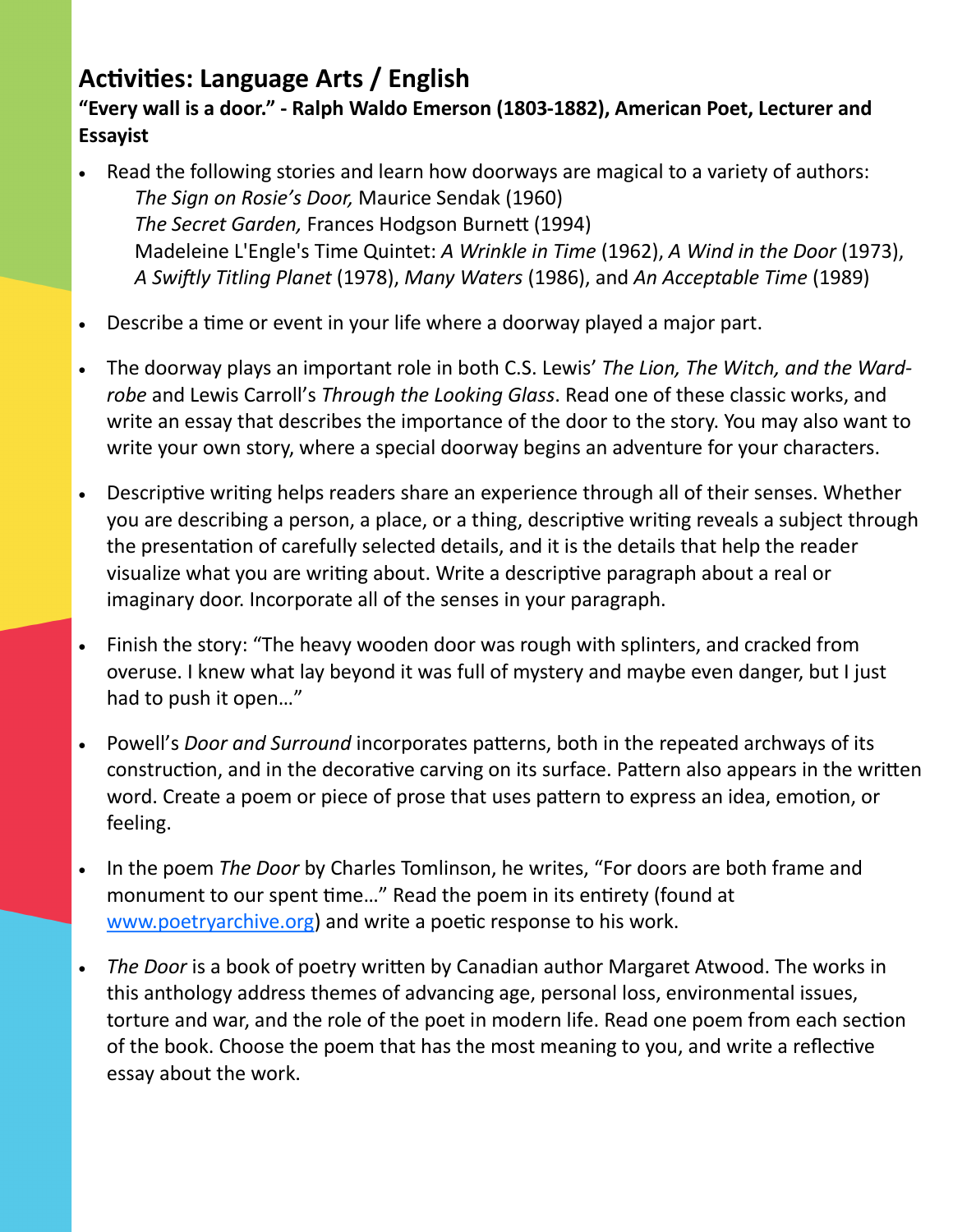## Activities: Language Arts / English

**"Every wall is a door." - Ralph Waldo Emerson (1803-1882), American Poet, Lecturer and Essayist**

- Read the following stories and learn how doorways are magical to a variety of authors:
  *The Sign on Rosie's Door,* Maurice Sendak (1960)
  *The Secret Garden,* Frances Hodgson Burnett (1994)
  Madeleine L'Engle's Time Quintet: *A Wrinkle in Time* (1962), *A Wind in the Door* (1973), *A Swiftly Titling Planet* (1978), *Many Waters* (1986), and *An Acceptable Time* (1989)
- Describe a time or event in your life where a doorway played a major part.
- The doorway plays an important role in both C.S. Lewis' *The Lion, The Witch, and the Wardrobe* and Lewis Carroll's *Through the Looking Glass*. Read one of these classic works, and write an essay that describes the importance of the door to the story. You may also want to write your own story, where a special doorway begins an adventure for your characters.
- Descriptive writing helps readers share an experience through all of their senses. Whether you are describing a person, a place, or a thing, descriptive writing reveals a subject through the presentation of carefully selected details, and it is the details that help the reader visualize what you are writing about. Write a descriptive paragraph about a real or imaginary door. Incorporate all of the senses in your paragraph.
- Finish the story: "The heavy wooden door was rough with splinters, and cracked from overuse. I knew what lay beyond it was full of mystery and maybe even danger, but I just had to push it open…"
- Powell's *Door and Surround* incorporates patterns, both in the repeated archways of its construction, and in the decorative carving on its surface. Pattern also appears in the written word. Create a poem or piece of prose that uses pattern to express an idea, emotion, or feeling.
- In the poem *The Door* by Charles Tomlinson, he writes, "For doors are both frame and monument to our spent time…" Read the poem in its entirety (found at [www.poetryarchive.org](www.poetryarchive.org)) and write a poetic response to his work.
- *The Door* is a book of poetry written by Canadian author Margaret Atwood. The works in this anthology address themes of advancing age, personal loss, environmental issues, torture and war, and the role of the poet in modern life. Read one poem from each section of the book. Choose the poem that has the most meaning to you, and write a reflective essay about the work.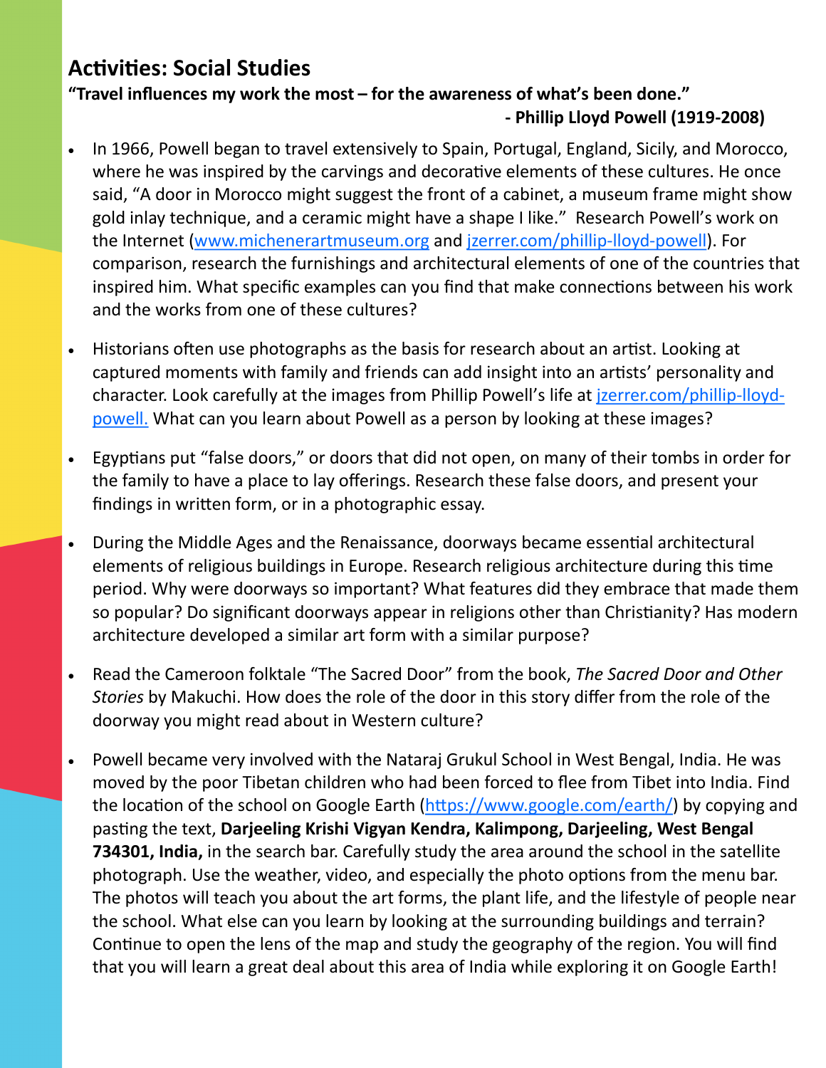## Activities: Social Studies

**"Travel influences my work the most – for the awareness of what's been done."**
**- Phillip Lloyd Powell (1919-2008)**

- In 1966, Powell began to travel extensively to Spain, Portugal, England, Sicily, and Morocco, where he was inspired by the carvings and decorative elements of these cultures. He once said, "A door in Morocco might suggest the front of a cabinet, a museum frame might show gold inlay technique, and a ceramic might have a shape I like." Research Powell's work on the Internet (www.michenerartmuseum.org and jzerrer.com/phillip-lloyd-powell). For comparison, research the furnishings and architectural elements of one of the countries that inspired him. What specific examples can you find that make connections between his work and the works from one of these cultures?

- Historians often use photographs as the basis for research about an artist. Looking at captured moments with family and friends can add insight into an artists' personality and character. Look carefully at the images from Phillip Powell's life at jzerrer.com/phillip-lloyd-powell. What can you learn about Powell as a person by looking at these images?

- Egyptians put "false doors," or doors that did not open, on many of their tombs in order for the family to have a place to lay offerings. Research these false doors, and present your findings in written form, or in a photographic essay.

- During the Middle Ages and the Renaissance, doorways became essential architectural elements of religious buildings in Europe. Research religious architecture during this time period. Why were doorways so important? What features did they embrace that made them so popular? Do significant doorways appear in religions other than Christianity? Has modern architecture developed a similar art form with a similar purpose?

- Read the Cameroon folktale "The Sacred Door" from the book, *The Sacred Door and Other Stories* by Makuchi. How does the role of the door in this story differ from the role of the doorway you might read about in Western culture?

- Powell became very involved with the Nataraj Grukul School in West Bengal, India. He was moved by the poor Tibetan children who had been forced to flee from Tibet into India. Find the location of the school on Google Earth (https://www.google.com/earth/) by copying and pasting the text, **Darjeeling Krishi Vigyan Kendra, Kalimpong, Darjeeling, West Bengal 734301, India,** in the search bar. Carefully study the area around the school in the satellite photograph. Use the weather, video, and especially the photo options from the menu bar. The photos will teach you about the art forms, the plant life, and the lifestyle of people near the school. What else can you learn by looking at the surrounding buildings and terrain? Continue to open the lens of the map and study the geography of the region. You will find that you will learn a great deal about this area of India while exploring it on Google Earth!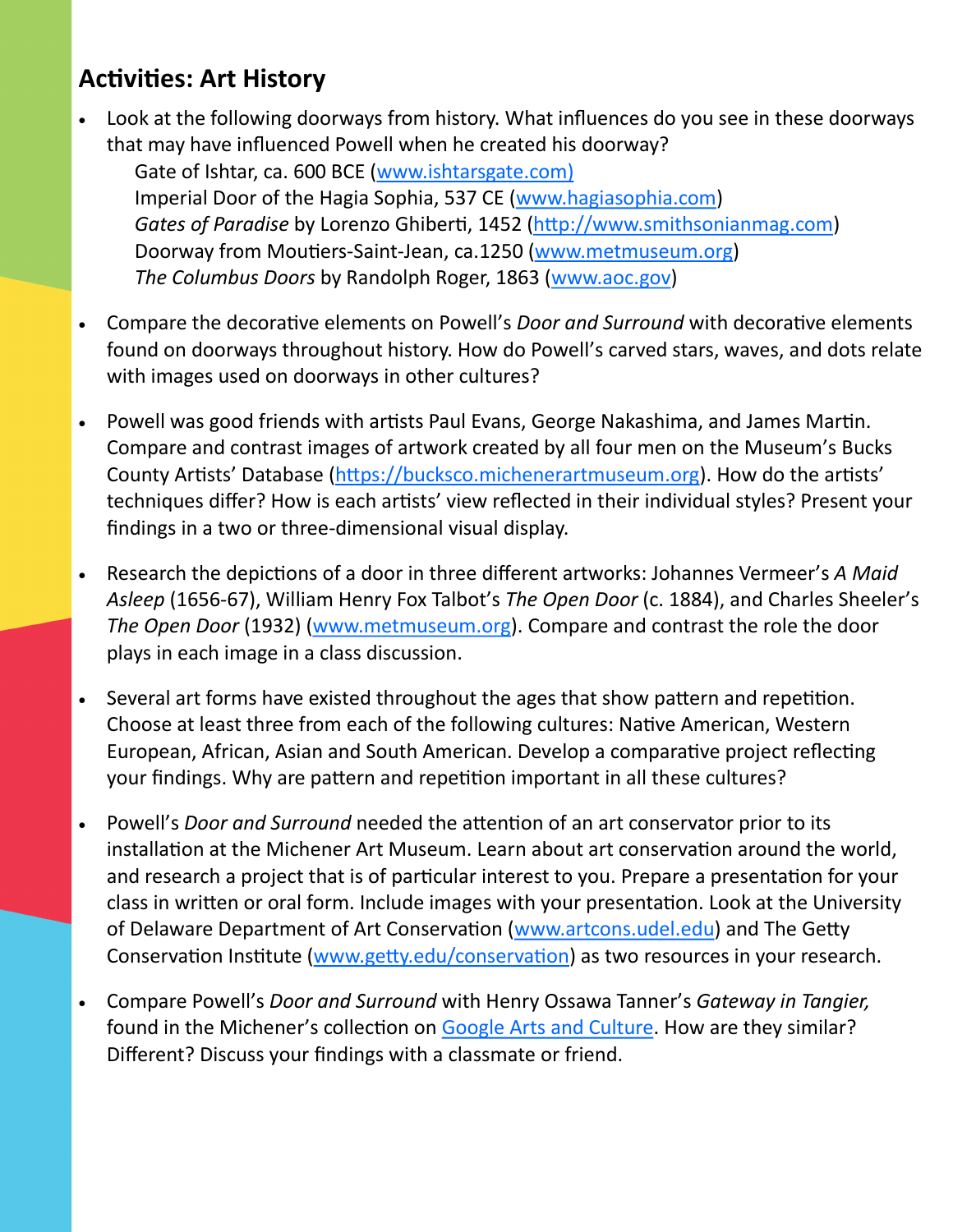## Activities: Art History

- Look at the following doorways from history. What influences do you see in these doorways that may have influenced Powell when he created his doorway?
  - Gate of Ishtar, ca. 600 BCE (www.ishtarsgate.com)
  - Imperial Door of the Hagia Sophia, 537 CE (www.hagiasophia.com)
  - *Gates of Paradise* by Lorenzo Ghiberti, 1452 (http://www.smithsonianmag.com)
  - Doorway from Moutiers-Saint-Jean, ca.1250 (www.metmuseum.org)
  - *The Columbus Doors* by Randolph Roger, 1863 (www.aoc.gov)

- Compare the decorative elements on Powell's *Door and Surround* with decorative elements found on doorways throughout history. How do Powell's carved stars, waves, and dots relate with images used on doorways in other cultures?

- Powell was good friends with artists Paul Evans, George Nakashima, and James Martin. Compare and contrast images of artwork created by all four men on the Museum's Bucks County Artists' Database (https://bucksco.michenerartmuseum.org). How do the artists' techniques differ? How is each artists' view reflected in their individual styles? Present your findings in a two or three-dimensional visual display.

- Research the depictions of a door in three different artworks: Johannes Vermeer's *A Maid Asleep* (1656-67), William Henry Fox Talbot's *The Open Door* (c. 1884), and Charles Sheeler's *The Open Door* (1932) (www.metmuseum.org). Compare and contrast the role the door plays in each image in a class discussion.

- Several art forms have existed throughout the ages that show pattern and repetition. Choose at least three from each of the following cultures: Native American, Western European, African, Asian and South American. Develop a comparative project reflecting your findings. Why are pattern and repetition important in all these cultures?

- Powell's *Door and Surround* needed the attention of an art conservator prior to its installation at the Michener Art Museum. Learn about art conservation around the world, and research a project that is of particular interest to you. Prepare a presentation for your class in written or oral form. Include images with your presentation. Look at the University of Delaware Department of Art Conservation (www.artcons.udel.edu) and The Getty Conservation Institute (www.getty.edu/conservation) as two resources in your research.

- Compare Powell's *Door and Surround* with Henry Ossawa Tanner's *Gateway in Tangier,* found in the Michener's collection on Google Arts and Culture. How are they similar? Different? Discuss your findings with a classmate or friend.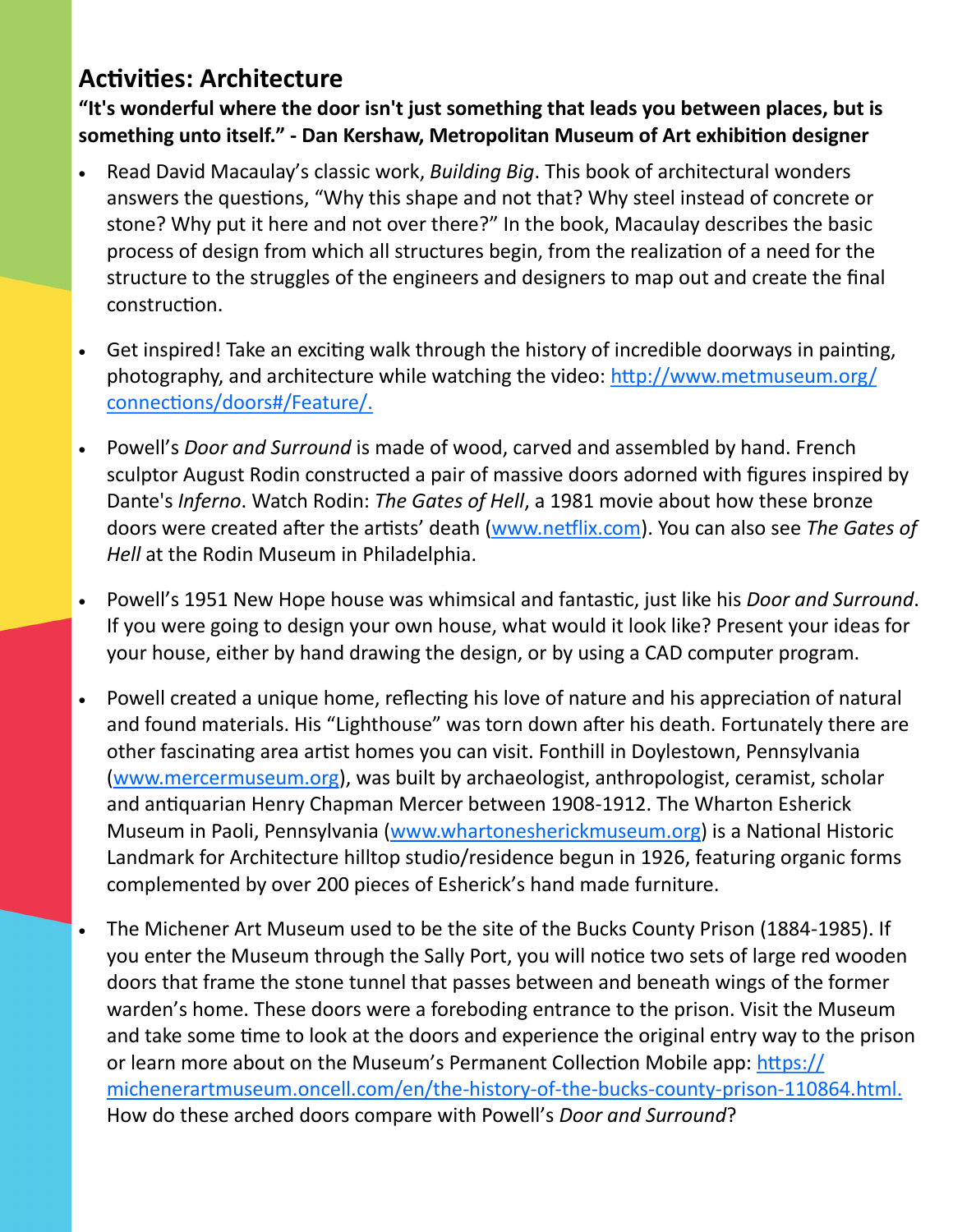## Activities: Architecture

**"It's wonderful where the door isn't just something that leads you between places, but is something unto itself." - Dan Kershaw, Metropolitan Museum of Art exhibition designer**

- Read David Macaulay's classic work, *Building Big*. This book of architectural wonders answers the questions, "Why this shape and not that? Why steel instead of concrete or stone? Why put it here and not over there?" In the book, Macaulay describes the basic process of design from which all structures begin, from the realization of a need for the structure to the struggles of the engineers and designers to map out and create the final construction.

- Get inspired! Take an exciting walk through the history of incredible doorways in painting, photography, and architecture while watching the video: [http://www.metmuseum.org/connections/doors#/Feature/.](http://www.metmuseum.org/connections/doors#/Feature/)

- Powell's *Door and Surround* is made of wood, carved and assembled by hand. French sculptor August Rodin constructed a pair of massive doors adorned with figures inspired by Dante's *Inferno*. Watch Rodin: *The Gates of Hell*, a 1981 movie about how these bronze doors were created after the artists' death ([www.netflix.com](http://www.netflix.com)). You can also see *The Gates of Hell* at the Rodin Museum in Philadelphia.

- Powell's 1951 New Hope house was whimsical and fantastic, just like his *Door and Surround*. If you were going to design your own house, what would it look like? Present your ideas for your house, either by hand drawing the design, or by using a CAD computer program.

- Powell created a unique home, reflecting his love of nature and his appreciation of natural and found materials. His "Lighthouse" was torn down after his death. Fortunately there are other fascinating area artist homes you can visit. Fonthill in Doylestown, Pennsylvania ([www.mercermuseum.org](http://www.mercermuseum.org)), was built by archaeologist, anthropologist, ceramist, scholar and antiquarian Henry Chapman Mercer between 1908-1912. The Wharton Esherick Museum in Paoli, Pennsylvania ([www.whartonesherickmuseum.org](http://www.whartonesherickmuseum.org)) is a National Historic Landmark for Architecture hilltop studio/residence begun in 1926, featuring organic forms complemented by over 200 pieces of Esherick's hand made furniture.

- The Michener Art Museum used to be the site of the Bucks County Prison (1884-1985). If you enter the Museum through the Sally Port, you will notice two sets of large red wooden doors that frame the stone tunnel that passes between and beneath wings of the former warden's home. These doors were a foreboding entrance to the prison. Visit the Museum and take some time to look at the doors and experience the original entry way to the prison or learn more about on the Museum's Permanent Collection Mobile app: [https://michenerartmuseum.oncell.com/en/the-history-of-the-bucks-county-prison-110864.html.](https://michenerartmuseum.oncell.com/en/the-history-of-the-bucks-county-prison-110864.html) How do these arched doors compare with Powell's *Door and Surround*?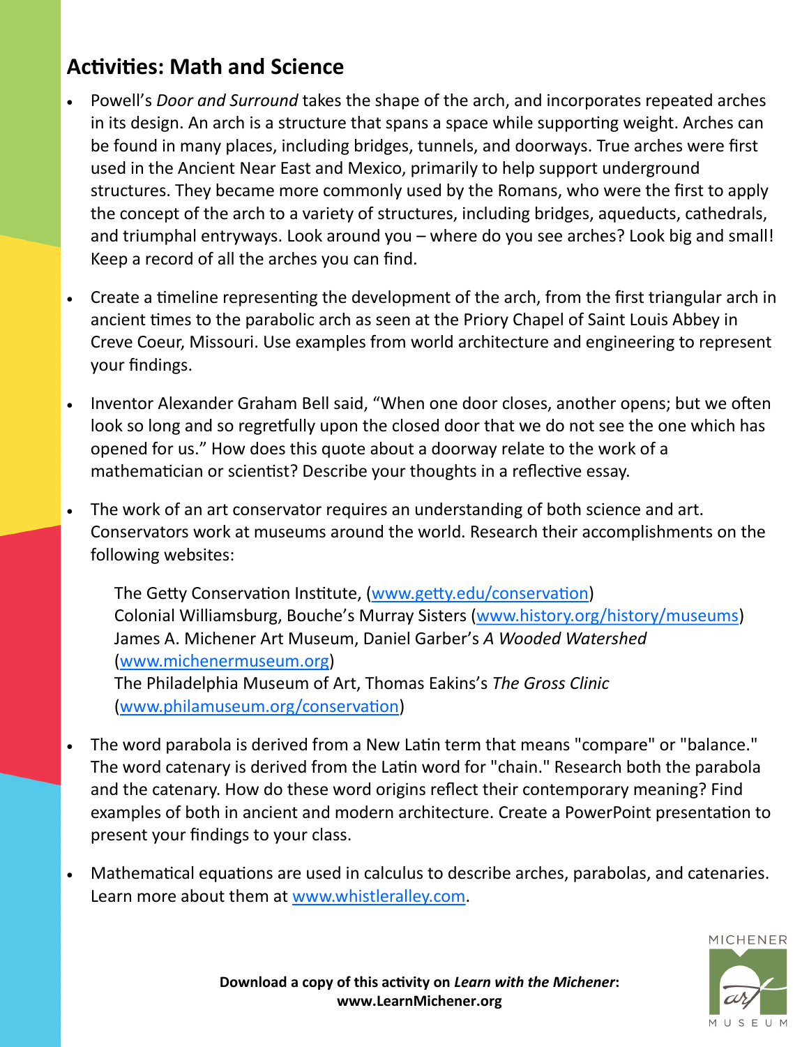## Activities: Math and Science

- Powell's *Door and Surround* takes the shape of the arch, and incorporates repeated arches in its design. An arch is a structure that spans a space while supporting weight. Arches can be found in many places, including bridges, tunnels, and doorways. True arches were first used in the Ancient Near East and Mexico, primarily to help support underground structures. They became more commonly used by the Romans, who were the first to apply the concept of the arch to a variety of structures, including bridges, aqueducts, cathedrals, and triumphal entryways. Look around you – where do you see arches? Look big and small! Keep a record of all the arches you can find.

- Create a timeline representing the development of the arch, from the first triangular arch in ancient times to the parabolic arch as seen at the Priory Chapel of Saint Louis Abbey in Creve Coeur, Missouri. Use examples from world architecture and engineering to represent your findings.

- Inventor Alexander Graham Bell said, "When one door closes, another opens; but we often look so long and so regretfully upon the closed door that we do not see the one which has opened for us." How does this quote about a doorway relate to the work of a mathematician or scientist? Describe your thoughts in a reflective essay.

- The work of an art conservator requires an understanding of both science and art. Conservators work at museums around the world. Research their accomplishments on the following websites:

  The Getty Conservation Institute, (www.getty.edu/conservation)
  Colonial Williamsburg, Bouche's Murray Sisters (www.history.org/history/museums)
  James A. Michener Art Museum, Daniel Garber's *A Wooded Watershed* (www.michenermuseum.org)
  The Philadelphia Museum of Art, Thomas Eakins's *The Gross Clinic* (www.philamuseum.org/conservation)

- The word parabola is derived from a New Latin term that means "compare" or "balance." The word catenary is derived from the Latin word for "chain." Research both the parabola and the catenary. How do these word origins reflect their contemporary meaning? Find examples of both in ancient and modern architecture. Create a PowerPoint presentation to present your findings to your class.

- Mathematical equations are used in calculus to describe arches, parabolas, and catenaries. Learn more about them at www.whistleralley.com.

**Download a copy of this activity on *Learn with the Michener*: www.LearnMichener.org**

MICHENER art MUSEUM